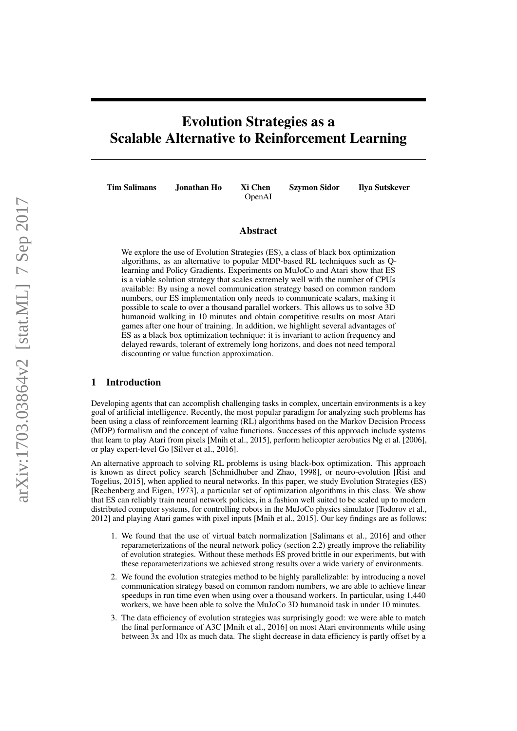# Evolution Strategies as a Scalable Alternative to Reinforcement Learning

**Tim Salimans** **Jonathan Ho** **Xi Chen** **Szymon Sidor** **Ilya Sutskever**
OpenAI

## Abstract

We explore the use of Evolution Strategies (ES), a class of black box optimization algorithms, as an alternative to popular MDP-based RL techniques such as Q-learning and Policy Gradients. Experiments on MuJoCo and Atari show that ES is a viable solution strategy that scales extremely well with the number of CPUs available: By using a novel communication strategy based on common random numbers, our ES implementation only needs to communicate scalars, making it possible to scale to over a thousand parallel workers. This allows us to solve 3D humanoid walking in 10 minutes and obtain competitive results on most Atari games after one hour of training. In addition, we highlight several advantages of ES as a black box optimization technique: it is invariant to action frequency and delayed rewards, tolerant of extremely long horizons, and does not need temporal discounting or value function approximation.

## 1 Introduction

Developing agents that can accomplish challenging tasks in complex, uncertain environments is a key goal of artificial intelligence. Recently, the most popular paradigm for analyzing such problems has been using a class of reinforcement learning (RL) algorithms based on the Markov Decision Process (MDP) formalism and the concept of value functions. Successes of this approach include systems that learn to play Atari from pixels [Mnih et al., 2015], perform helicopter aerobatics Ng et al. [2006], or play expert-level Go [Silver et al., 2016].

An alternative approach to solving RL problems is using black-box optimization. This approach is known as direct policy search [Schmidhuber and Zhao, 1998], or neuro-evolution [Risi and Togelius, 2015], when applied to neural networks. In this paper, we study Evolution Strategies (ES) [Rechenberg and Eigen, 1973], a particular set of optimization algorithms in this class. We show that ES can reliably train neural network policies, in a fashion well suited to be scaled up to modern distributed computer systems, for controlling robots in the MuJoCo physics simulator [Todorov et al., 2012] and playing Atari games with pixel inputs [Mnih et al., 2015]. Our key findings are as follows:

1. We found that the use of virtual batch normalization [Salimans et al., 2016] and other reparameterizations of the neural network policy (section 2.2) greatly improve the reliability of evolution strategies. Without these methods ES proved brittle in our experiments, but with these reparameterizations we achieved strong results over a wide variety of environments.
2. We found the evolution strategies method to be highly parallelizable: by introducing a novel communication strategy based on common random numbers, we are able to achieve linear speedups in run time even when using over a thousand workers. In particular, using 1,440 workers, we have been able to solve the MuJoCo 3D humanoid task in under 10 minutes.
3. The data efficiency of evolution strategies was surprisingly good: we were able to match the final performance of A3C [Mnih et al., 2016] on most Atari environments while using between 3x and 10x as much data. The slight decrease in data efficiency is partly offset by a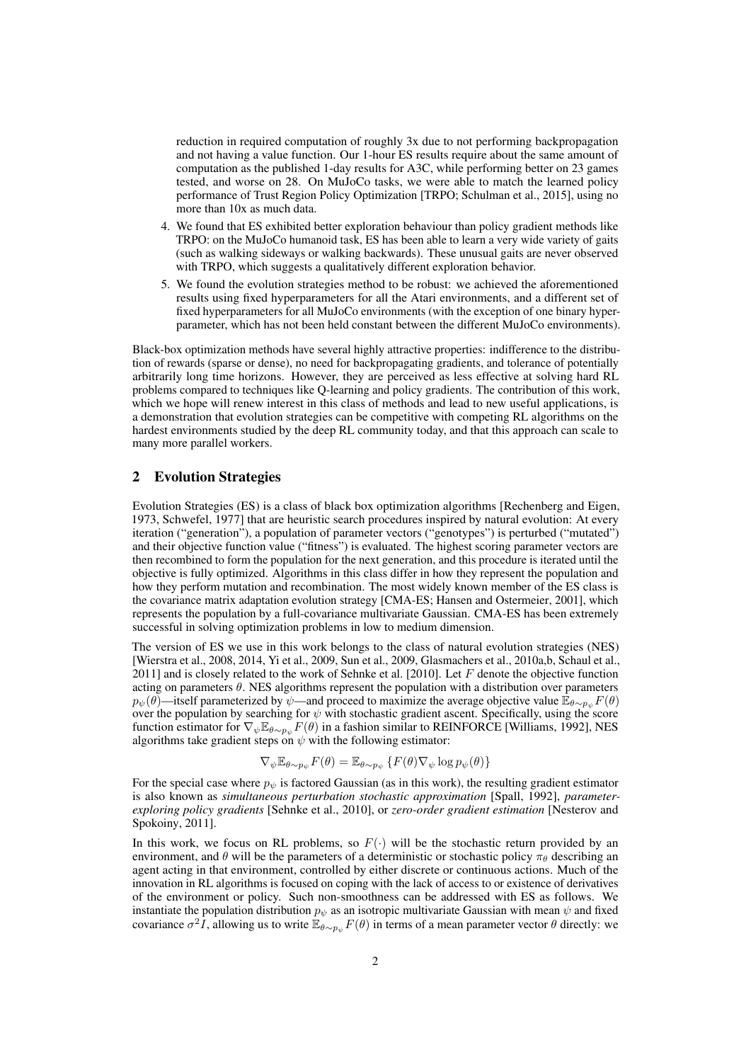reduction in required computation of roughly 3x due to not performing backpropagation and not having a value function. Our 1-hour ES results require about the same amount of computation as the published 1-day results for A3C, while performing better on 23 games tested, and worse on 28. On MuJoCo tasks, we were able to match the learned policy performance of Trust Region Policy Optimization [TRPO; Schulman et al., 2015], using no more than 10x as much data.

4. We found that ES exhibited better exploration behaviour than policy gradient methods like TRPO: on the MuJoCo humanoid task, ES has been able to learn a very wide variety of gaits (such as walking sideways or walking backwards). These unusual gaits are never observed with TRPO, which suggests a qualitatively different exploration behavior.
5. We found the evolution strategies method to be robust: we achieved the aforementioned results using fixed hyperparameters for all the Atari environments, and a different set of fixed hyperparameters for all MuJoCo environments (with the exception of one binary hyperparameter, which has not been held constant between the different MuJoCo environments).

Black-box optimization methods have several highly attractive properties: indifference to the distribution of rewards (sparse or dense), no need for backpropagating gradients, and tolerance of potentially arbitrarily long time horizons. However, they are perceived as less effective at solving hard RL problems compared to techniques like Q-learning and policy gradients. The contribution of this work, which we hope will renew interest in this class of methods and lead to new useful applications, is a demonstration that evolution strategies can be competitive with competing RL algorithms on the hardest environments studied by the deep RL community today, and that this approach can scale to many more parallel workers.

## 2 Evolution Strategies

Evolution Strategies (ES) is a class of black box optimization algorithms [Rechenberg and Eigen, 1973, Schwefel, 1977] that are heuristic search procedures inspired by natural evolution: At every iteration ("generation"), a population of parameter vectors ("genotypes") is perturbed ("mutated") and their objective function value ("fitness") is evaluated. The highest scoring parameter vectors are then recombined to form the population for the next generation, and this procedure is iterated until the objective is fully optimized. Algorithms in this class differ in how they represent the population and how they perform mutation and recombination. The most widely known member of the ES class is the covariance matrix adaptation evolution strategy [CMA-ES; Hansen and Ostermeier, 2001], which represents the population by a full-covariance multivariate Gaussian. CMA-ES has been extremely successful in solving optimization problems in low to medium dimension.

The version of ES we use in this work belongs to the class of natural evolution strategies (NES) [Wierstra et al., 2008, 2014, Yi et al., 2009, Sun et al., 2009, Glasmachers et al., 2010a,b, Schaul et al., 2011] and is closely related to the work of Sehnke et al. [2010]. Let $F$ denote the objective function acting on parameters $\theta$. NES algorithms represent the population with a distribution over parameters $p_\psi(\theta)$—itself parameterized by $\psi$—and proceed to maximize the average objective value $\mathbb{E}_{\theta\sim p_\psi}F(\theta)$ over the population by searching for $\psi$ with stochastic gradient ascent. Specifically, using the score function estimator for $\nabla_\psi \mathbb{E}_{\theta\sim p_\psi}F(\theta)$ in a fashion similar to REINFORCE [Williams, 1992], NES algorithms take gradient steps on $\psi$ with the following estimator:

$$\nabla_\psi \mathbb{E}_{\theta\sim p_\psi}F(\theta) = \mathbb{E}_{\theta\sim p_\psi}\left\{F(\theta)\nabla_\psi \log p_\psi(\theta)\right\}$$

For the special case where $p_\psi$ is factored Gaussian (as in this work), the resulting gradient estimator is also known as *simultaneous perturbation stochastic approximation* [Spall, 1992], *parameter-exploring policy gradients* [Sehnke et al., 2010], or *zero-order gradient estimation* [Nesterov and Spokoiny, 2011].

In this work, we focus on RL problems, so $F(\cdot)$ will be the stochastic return provided by an environment, and $\theta$ will be the parameters of a deterministic or stochastic policy $\pi_\theta$ describing an agent acting in that environment, controlled by either discrete or continuous actions. Much of the innovation in RL algorithms is focused on coping with the lack of access to or existence of derivatives of the environment or policy. Such non-smoothness can be addressed with ES as follows. We instantiate the population distribution $p_\psi$ as an isotropic multivariate Gaussian with mean $\psi$ and fixed covariance $\sigma^2 I$, allowing us to write $\mathbb{E}_{\theta\sim p_\psi}F(\theta)$ in terms of a mean parameter vector $\theta$ directly: we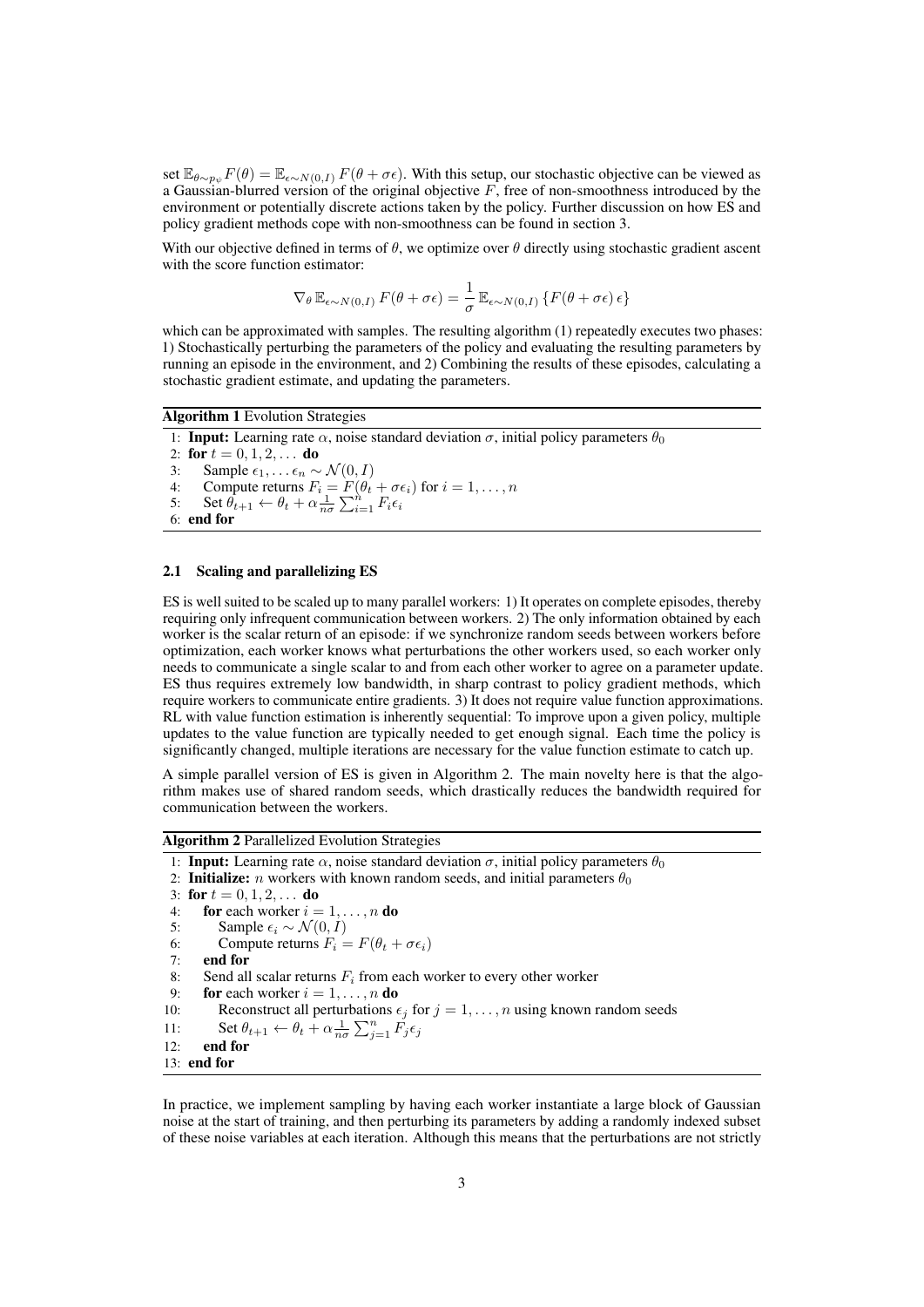set $\mathbb{E}_{\theta \sim p_\psi} F(\theta) = \mathbb{E}_{\epsilon \sim N(0,I)} F(\theta + \sigma\epsilon)$. With this setup, our stochastic objective can be viewed as a Gaussian-blurred version of the original objective $F$, free of non-smoothness introduced by the environment or potentially discrete actions taken by the policy. Further discussion on how ES and policy gradient methods cope with non-smoothness can be found in section 3.

With our objective defined in terms of $\theta$, we optimize over $\theta$ directly using stochastic gradient ascent with the score function estimator:

$$\nabla_\theta \, \mathbb{E}_{\epsilon \sim N(0,I)} \, F(\theta + \sigma\epsilon) = \frac{1}{\sigma} \, \mathbb{E}_{\epsilon \sim N(0,I)} \left\{ F(\theta + \sigma\epsilon) \, \epsilon \right\}$$

which can be approximated with samples. The resulting algorithm (1) repeatedly executes two phases: 1) Stochastically perturbing the parameters of the policy and evaluating the resulting parameters by running an episode in the environment, and 2) Combining the results of these episodes, calculating a stochastic gradient estimate, and updating the parameters.

**Algorithm 1** Evolution Strategies

1: **Input:** Learning rate $\alpha$, noise standard deviation $\sigma$, initial policy parameters $\theta_0$
2: **for** $t = 0, 1, 2, \ldots$ **do**
3: Sample $\epsilon_1, \ldots \epsilon_n \sim \mathcal{N}(0, I)$
4: Compute returns $F_i = F(\theta_t + \sigma\epsilon_i)$ for $i = 1, \ldots, n$
5: Set $\theta_{t+1} \leftarrow \theta_t + \alpha \frac{1}{n\sigma} \sum_{i=1}^{n} F_i \epsilon_i$
6: **end for**

### 2.1 Scaling and parallelizing ES

ES is well suited to be scaled up to many parallel workers: 1) It operates on complete episodes, thereby requiring only infrequent communication between workers. 2) The only information obtained by each worker is the scalar return of an episode: if we synchronize random seeds between workers before optimization, each worker knows what perturbations the other workers used, so each worker only needs to communicate a single scalar to and from each other worker to agree on a parameter update. ES thus requires extremely low bandwidth, in sharp contrast to policy gradient methods, which require workers to communicate entire gradients. 3) It does not require value function approximations. RL with value function estimation is inherently sequential: To improve upon a given policy, multiple updates to the value function are typically needed to get enough signal. Each time the policy is significantly changed, multiple iterations are necessary for the value function estimate to catch up.

A simple parallel version of ES is given in Algorithm 2. The main novelty here is that the algorithm makes use of shared random seeds, which drastically reduces the bandwidth required for communication between the workers.

**Algorithm 2** Parallelized Evolution Strategies

1: **Input:** Learning rate $\alpha$, noise standard deviation $\sigma$, initial policy parameters $\theta_0$
2: **Initialize:** $n$ workers with known random seeds, and initial parameters $\theta_0$
3: **for** $t = 0, 1, 2, \ldots$ **do**
4: **for** each worker $i = 1, \ldots, n$ **do**
5: Sample $\epsilon_i \sim \mathcal{N}(0, I)$
6: Compute returns $F_i = F(\theta_t + \sigma\epsilon_i)$
7: **end for**
8: Send all scalar returns $F_i$ from each worker to every other worker
9: **for** each worker $i = 1, \ldots, n$ **do**
10: Reconstruct all perturbations $\epsilon_j$ for $j = 1, \ldots, n$ using known random seeds
11: Set $\theta_{t+1} \leftarrow \theta_t + \alpha \frac{1}{n\sigma} \sum_{j=1}^{n} F_j \epsilon_j$
12: **end for**
13: **end for**

In practice, we implement sampling by having each worker instantiate a large block of Gaussian noise at the start of training, and then perturbing its parameters by adding a randomly indexed subset of these noise variables at each iteration. Although this means that the perturbations are not strictly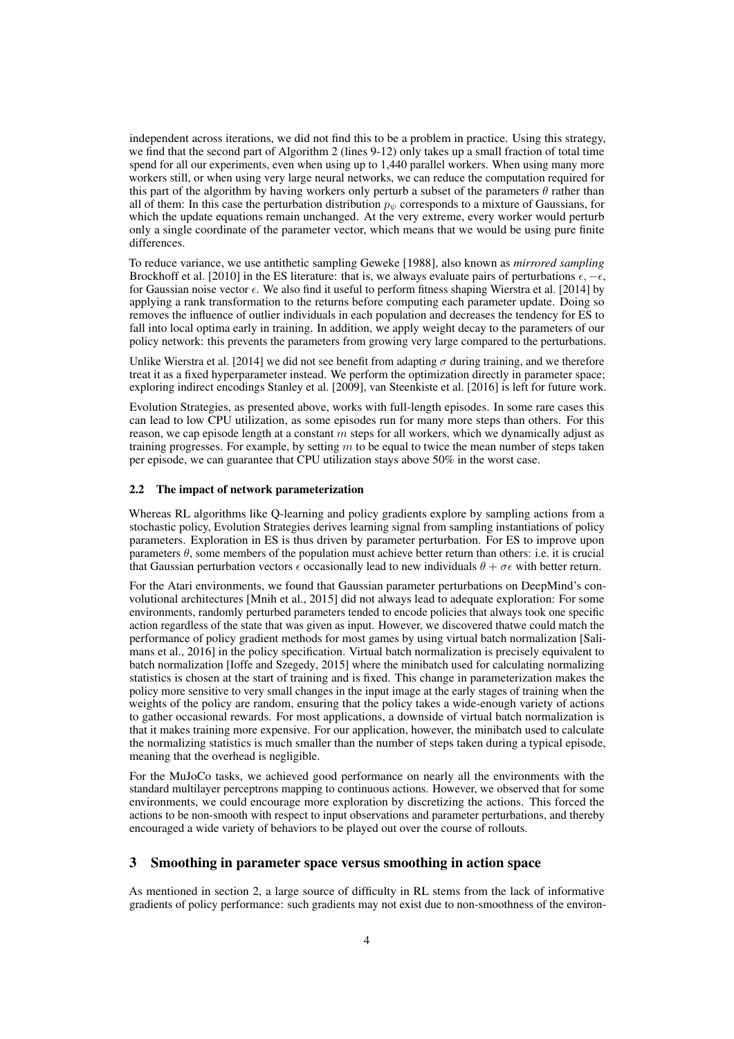independent across iterations, we did not find this to be a problem in practice. Using this strategy, we find that the second part of Algorithm 2 (lines 9-12) only takes up a small fraction of total time spend for all our experiments, even when using up to 1,440 parallel workers. When using many more workers still, or when using very large neural networks, we can reduce the computation required for this part of the algorithm by having workers only perturb a subset of the parameters $\theta$ rather than all of them: In this case the perturbation distribution $p_\psi$ corresponds to a mixture of Gaussians, for which the update equations remain unchanged. At the very extreme, every worker would perturb only a single coordinate of the parameter vector, which means that we would be using pure finite differences.

To reduce variance, we use antithetic sampling Geweke [1988], also known as *mirrored sampling* Brockhoff et al. [2010] in the ES literature: that is, we always evaluate pairs of perturbations $\epsilon, -\epsilon$, for Gaussian noise vector $\epsilon$. We also find it useful to perform fitness shaping Wierstra et al. [2014] by applying a rank transformation to the returns before computing each parameter update. Doing so removes the influence of outlier individuals in each population and decreases the tendency for ES to fall into local optima early in training. In addition, we apply weight decay to the parameters of our policy network: this prevents the parameters from growing very large compared to the perturbations.

Unlike Wierstra et al. [2014] we did not see benefit from adapting $\sigma$ during training, and we therefore treat it as a fixed hyperparameter instead. We perform the optimization directly in parameter space; exploring indirect encodings Stanley et al. [2009], van Steenkiste et al. [2016] is left for future work.

Evolution Strategies, as presented above, works with full-length episodes. In some rare cases this can lead to low CPU utilization, as some episodes run for many more steps than others. For this reason, we cap episode length at a constant $m$ steps for all workers, which we dynamically adjust as training progresses. For example, by setting $m$ to be equal to twice the mean number of steps taken per episode, we can guarantee that CPU utilization stays above 50% in the worst case.

### 2.2 The impact of network parameterization

Whereas RL algorithms like Q-learning and policy gradients explore by sampling actions from a stochastic policy, Evolution Strategies derives learning signal from sampling instantiations of policy parameters. Exploration in ES is thus driven by parameter perturbation. For ES to improve upon parameters $\theta$, some members of the population must achieve better return than others: i.e. it is crucial that Gaussian perturbation vectors $\epsilon$ occasionally lead to new individuals $\theta + \sigma\epsilon$ with better return.

For the Atari environments, we found that Gaussian parameter perturbations on DeepMind's convolutional architectures [Mnih et al., 2015] did not always lead to adequate exploration: For some environments, randomly perturbed parameters tended to encode policies that always took one specific action regardless of the state that was given as input. However, we discovered thatwe could match the performance of policy gradient methods for most games by using virtual batch normalization [Salimans et al., 2016] in the policy specification. Virtual batch normalization is precisely equivalent to batch normalization [Ioffe and Szegedy, 2015] where the minibatch used for calculating normalizing statistics is chosen at the start of training and is fixed. This change in parameterization makes the policy more sensitive to very small changes in the input image at the early stages of training when the weights of the policy are random, ensuring that the policy takes a wide-enough variety of actions to gather occasional rewards. For most applications, a downside of virtual batch normalization is that it makes training more expensive. For our application, however, the minibatch used to calculate the normalizing statistics is much smaller than the number of steps taken during a typical episode, meaning that the overhead is negligible.

For the MuJoCo tasks, we achieved good performance on nearly all the environments with the standard multilayer perceptrons mapping to continuous actions. However, we observed that for some environments, we could encourage more exploration by discretizing the actions. This forced the actions to be non-smooth with respect to input observations and parameter perturbations, and thereby encouraged a wide variety of behaviors to be played out over the course of rollouts.

## 3 Smoothing in parameter space versus smoothing in action space

As mentioned in section 2, a large source of difficulty in RL stems from the lack of informative gradients of policy performance: such gradients may not exist due to non-smoothness of the environ-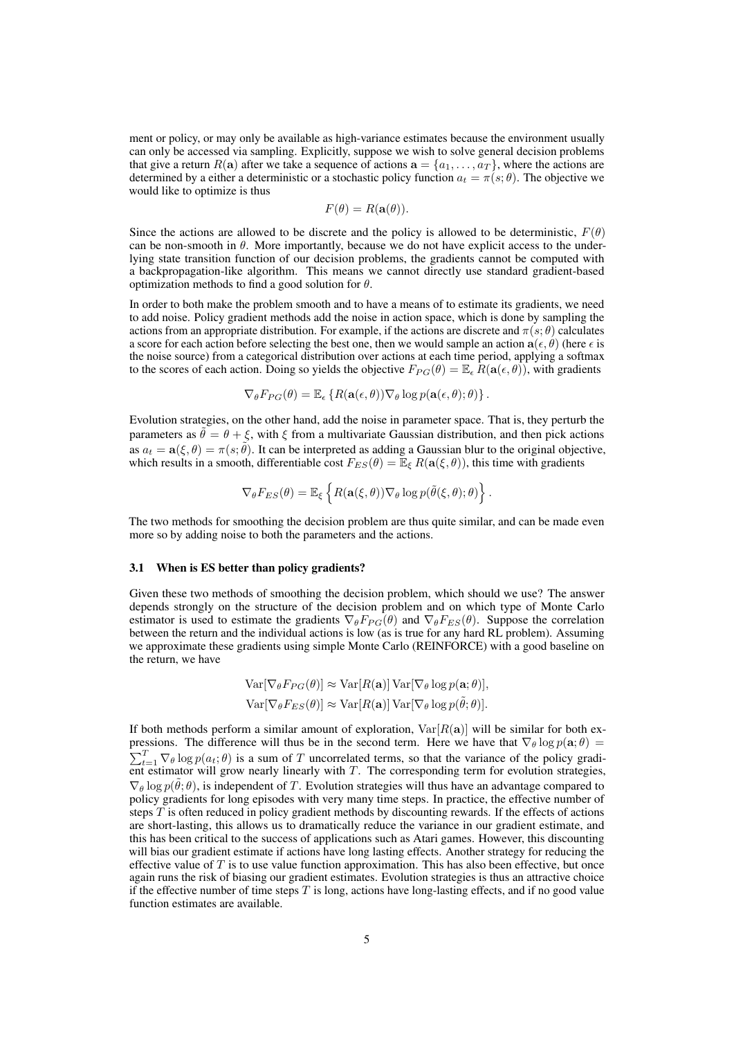ment or policy, or may only be available as high-variance estimates because the environment usually can only be accessed via sampling. Explicitly, suppose we wish to solve general decision problems that give a return $R(\mathbf{a})$ after we take a sequence of actions $\mathbf{a} = \{a_1, \ldots, a_T\}$, where the actions are determined by a either a deterministic or a stochastic policy function $a_t = \pi(s; \theta)$. The objective we would like to optimize is thus

$$F(\theta) = R(\mathbf{a}(\theta)).$$

Since the actions are allowed to be discrete and the policy is allowed to be deterministic, $F(\theta)$ can be non-smooth in $\theta$. More importantly, because we do not have explicit access to the underlying state transition function of our decision problems, the gradients cannot be computed with a backpropagation-like algorithm. This means we cannot directly use standard gradient-based optimization methods to find a good solution for $\theta$.

In order to both make the problem smooth and to have a means of to estimate its gradients, we need to add noise. Policy gradient methods add the noise in action space, which is done by sampling the actions from an appropriate distribution. For example, if the actions are discrete and $\pi(s; \theta)$ calculates a score for each action before selecting the best one, then we would sample an action $\mathbf{a}(\epsilon, \theta)$ (here $\epsilon$ is the noise source) from a categorical distribution over actions at each time period, applying a softmax to the scores of each action. Doing so yields the objective $F_{PG}(\theta) = \mathbb{E}_\epsilon \, R(\mathbf{a}(\epsilon, \theta))$, with gradients

$$\nabla_\theta F_{PG}(\theta) = \mathbb{E}_\epsilon \left\{ R(\mathbf{a}(\epsilon, \theta)) \nabla_\theta \log p(\mathbf{a}(\epsilon, \theta); \theta) \right\}.$$

Evolution strategies, on the other hand, add the noise in parameter space. That is, they perturb the parameters as $\tilde{\theta} = \theta + \xi$, with $\xi$ from a multivariate Gaussian distribution, and then pick actions as $a_t = \mathbf{a}(\xi, \theta) = \pi(s; \tilde{\theta})$. It can be interpreted as adding a Gaussian blur to the original objective, which results in a smooth, differentiable cost $F_{ES}(\theta) = \mathbb{E}_\xi \, R(\mathbf{a}(\xi, \theta))$, this time with gradients

$$\nabla_\theta F_{ES}(\theta) = \mathbb{E}_\xi \left\{ R(\mathbf{a}(\xi, \theta)) \nabla_\theta \log p(\tilde{\theta}(\xi, \theta); \theta) \right\}.$$

The two methods for smoothing the decision problem are thus quite similar, and can be made even more so by adding noise to both the parameters and the actions.

### 3.1 When is ES better than policy gradients?

Given these two methods of smoothing the decision problem, which should we use? The answer depends strongly on the structure of the decision problem and on which type of Monte Carlo estimator is used to estimate the gradients $\nabla_\theta F_{PG}(\theta)$ and $\nabla_\theta F_{ES}(\theta)$. Suppose the correlation between the return and the individual actions is low (as is true for any hard RL problem). Assuming we approximate these gradients using simple Monte Carlo (REINFORCE) with a good baseline on the return, we have

$$\mathrm{Var}[\nabla_\theta F_{PG}(\theta)] \approx \mathrm{Var}[R(\mathbf{a})] \, \mathrm{Var}[\nabla_\theta \log p(\mathbf{a}; \theta)],$$
$$\mathrm{Var}[\nabla_\theta F_{ES}(\theta)] \approx \mathrm{Var}[R(\mathbf{a})] \, \mathrm{Var}[\nabla_\theta \log p(\tilde{\theta}; \theta)].$$

If both methods perform a similar amount of exploration, $\mathrm{Var}[R(\mathbf{a})]$ will be similar for both expressions. The difference will thus be in the second term. Here we have that $\nabla_\theta \log p(\mathbf{a}; \theta) = \sum_{t=1}^{T} \nabla_\theta \log p(a_t; \theta)$ is a sum of $T$ uncorrelated terms, so that the variance of the policy gradient estimator will grow nearly linearly with $T$. The corresponding term for evolution strategies, $\nabla_\theta \log p(\tilde{\theta}; \theta)$, is independent of $T$. Evolution strategies will thus have an advantage compared to policy gradients for long episodes with very many time steps. In practice, the effective number of steps $T$ is often reduced in policy gradient methods by discounting rewards. If the effects of actions are short-lasting, this allows us to dramatically reduce the variance in our gradient estimate, and this has been critical to the success of applications such as Atari games. However, this discounting will bias our gradient estimate if actions have long lasting effects. Another strategy for reducing the effective value of $T$ is to use value function approximation. This has also been effective, but once again runs the risk of biasing our gradient estimates. Evolution strategies is thus an attractive choice if the effective number of time steps $T$ is long, actions have long-lasting effects, and if no good value function estimates are available.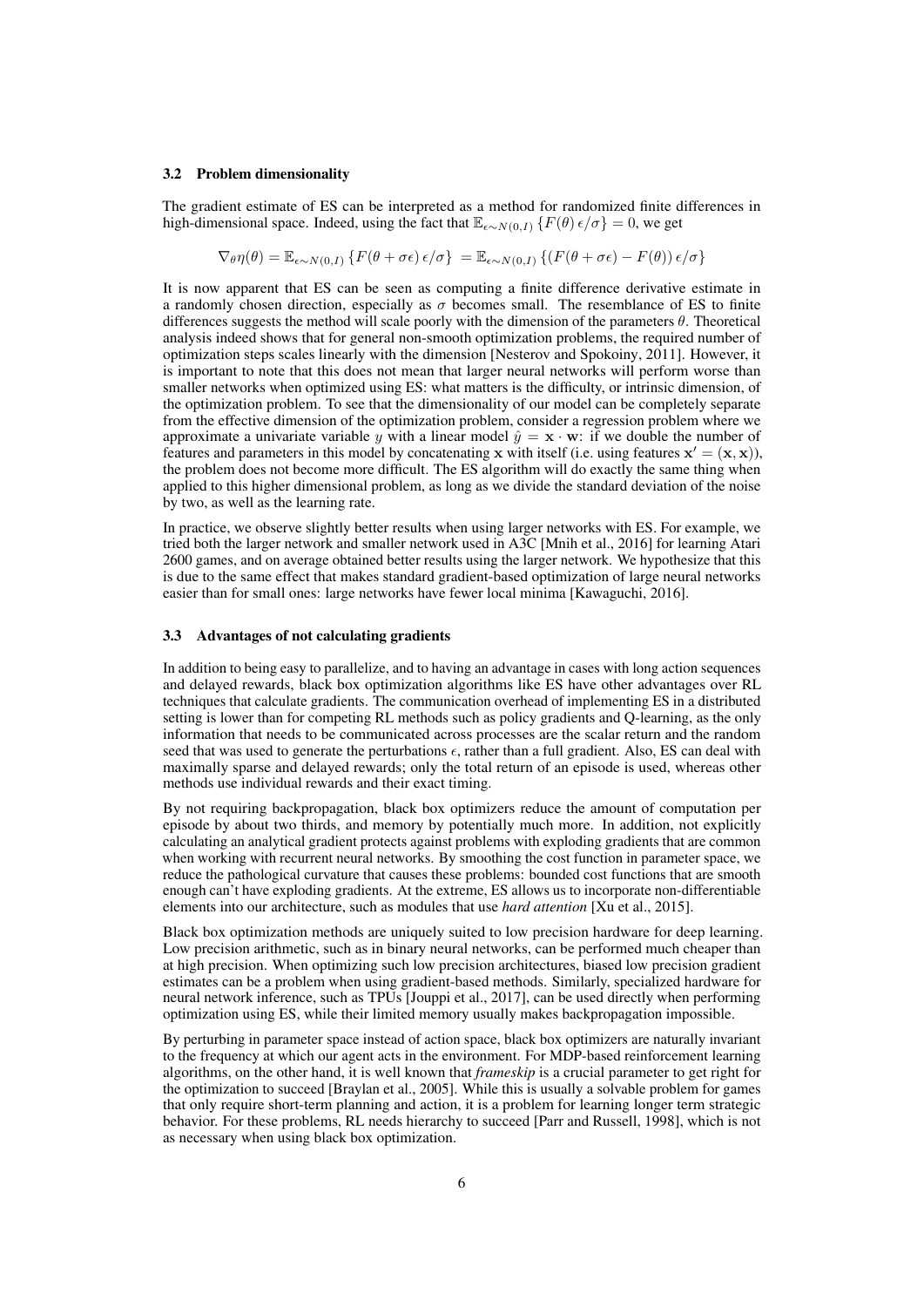### 3.2 Problem dimensionality

The gradient estimate of ES can be interpreted as a method for randomized finite differences in high-dimensional space. Indeed, using the fact that $\mathbb{E}_{\epsilon \sim N(0,I)} \{F(\theta)\, \epsilon/\sigma\} = 0$, we get

$$\nabla_\theta \eta(\theta) = \mathbb{E}_{\epsilon \sim N(0,I)} \{F(\theta + \sigma\epsilon)\, \epsilon/\sigma\} = \mathbb{E}_{\epsilon \sim N(0,I)} \{(F(\theta + \sigma\epsilon) - F(\theta))\, \epsilon/\sigma\}$$

It is now apparent that ES can be seen as computing a finite difference derivative estimate in a randomly chosen direction, especially as $\sigma$ becomes small. The resemblance of ES to finite differences suggests the method will scale poorly with the dimension of the parameters $\theta$. Theoretical analysis indeed shows that for general non-smooth optimization problems, the required number of optimization steps scales linearly with the dimension [Nesterov and Spokoiny, 2011]. However, it is important to note that this does not mean that larger neural networks will perform worse than smaller networks when optimized using ES: what matters is the difficulty, or intrinsic dimension, of the optimization problem. To see that the dimensionality of our model can be completely separate from the effective dimension of the optimization problem, consider a regression problem where we approximate a univariate variable $y$ with a linear model $\hat{y} = \mathbf{x} \cdot \mathbf{w}$: if we double the number of features and parameters in this model by concatenating $\mathbf{x}$ with itself (i.e. using features $\mathbf{x}' = (\mathbf{x}, \mathbf{x})$), the problem does not become more difficult. The ES algorithm will do exactly the same thing when applied to this higher dimensional problem, as long as we divide the standard deviation of the noise by two, as well as the learning rate.

In practice, we observe slightly better results when using larger networks with ES. For example, we tried both the larger network and smaller network used in A3C [Mnih et al., 2016] for learning Atari 2600 games, and on average obtained better results using the larger network. We hypothesize that this is due to the same effect that makes standard gradient-based optimization of large neural networks easier than for small ones: large networks have fewer local minima [Kawaguchi, 2016].

### 3.3 Advantages of not calculating gradients

In addition to being easy to parallelize, and to having an advantage in cases with long action sequences and delayed rewards, black box optimization algorithms like ES have other advantages over RL techniques that calculate gradients. The communication overhead of implementing ES in a distributed setting is lower than for competing RL methods such as policy gradients and Q-learning, as the only information that needs to be communicated across processes are the scalar return and the random seed that was used to generate the perturbations $\epsilon$, rather than a full gradient. Also, ES can deal with maximally sparse and delayed rewards; only the total return of an episode is used, whereas other methods use individual rewards and their exact timing.

By not requiring backpropagation, black box optimizers reduce the amount of computation per episode by about two thirds, and memory by potentially much more. In addition, not explicitly calculating an analytical gradient protects against problems with exploding gradients that are common when working with recurrent neural networks. By smoothing the cost function in parameter space, we reduce the pathological curvature that causes these problems: bounded cost functions that are smooth enough can't have exploding gradients. At the extreme, ES allows us to incorporate non-differentiable elements into our architecture, such as modules that use *hard attention* [Xu et al., 2015].

Black box optimization methods are uniquely suited to low precision hardware for deep learning. Low precision arithmetic, such as in binary neural networks, can be performed much cheaper than at high precision. When optimizing such low precision architectures, biased low precision gradient estimates can be a problem when using gradient-based methods. Similarly, specialized hardware for neural network inference, such as TPUs [Jouppi et al., 2017], can be used directly when performing optimization using ES, while their limited memory usually makes backpropagation impossible.

By perturbing in parameter space instead of action space, black box optimizers are naturally invariant to the frequency at which our agent acts in the environment. For MDP-based reinforcement learning algorithms, on the other hand, it is well known that *frameskip* is a crucial parameter to get right for the optimization to succeed [Braylan et al., 2005]. While this is usually a solvable problem for games that only require short-term planning and action, it is a problem for learning longer term strategic behavior. For these problems, RL needs hierarchy to succeed [Parr and Russell, 1998], which is not as necessary when using black box optimization.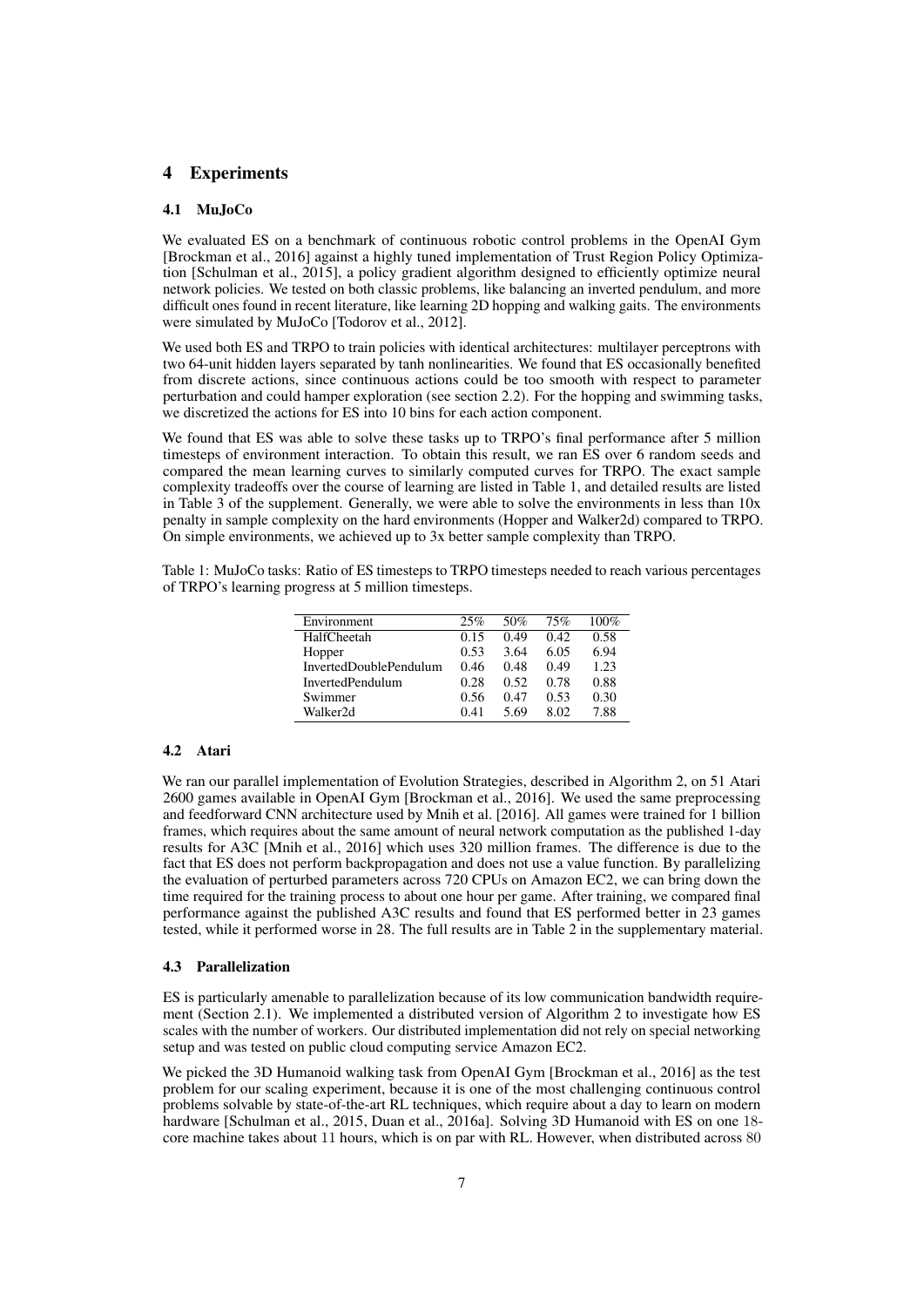# 4 Experiments

## 4.1 MuJoCo

We evaluated ES on a benchmark of continuous robotic control problems in the OpenAI Gym [Brockman et al., 2016] against a highly tuned implementation of Trust Region Policy Optimization [Schulman et al., 2015], a policy gradient algorithm designed to efficiently optimize neural network policies. We tested on both classic problems, like balancing an inverted pendulum, and more difficult ones found in recent literature, like learning 2D hopping and walking gaits. The environments were simulated by MuJoCo [Todorov et al., 2012].

We used both ES and TRPO to train policies with identical architectures: multilayer perceptrons with two 64-unit hidden layers separated by tanh nonlinearities. We found that ES occasionally benefited from discrete actions, since continuous actions could be too smooth with respect to parameter perturbation and could hamper exploration (see section 2.2). For the hopping and swimming tasks, we discretized the actions for ES into 10 bins for each action component.

We found that ES was able to solve these tasks up to TRPO's final performance after 5 million timesteps of environment interaction. To obtain this result, we ran ES over 6 random seeds and compared the mean learning curves to similarly computed curves for TRPO. The exact sample complexity tradeoffs over the course of learning are listed in Table 1, and detailed results are listed in Table 3 of the supplement. Generally, we were able to solve the environments in less than 10x penalty in sample complexity on the hard environments (Hopper and Walker2d) compared to TRPO. On simple environments, we achieved up to 3x better sample complexity than TRPO.

Table 1: MuJoCo tasks: Ratio of ES timesteps to TRPO timesteps needed to reach various percentages of TRPO's learning progress at 5 million timesteps.

| Environment | 25% | 50% | 75% | 100% |
|---|---|---|---|---|
| HalfCheetah | 0.15 | 0.49 | 0.42 | 0.58 |
| Hopper | 0.53 | 3.64 | 6.05 | 6.94 |
| InvertedDoublePendulum | 0.46 | 0.48 | 0.49 | 1.23 |
| InvertedPendulum | 0.28 | 0.52 | 0.78 | 0.88 |
| Swimmer | 0.56 | 0.47 | 0.53 | 0.30 |
| Walker2d | 0.41 | 5.69 | 8.02 | 7.88 |

## 4.2 Atari

We ran our parallel implementation of Evolution Strategies, described in Algorithm 2, on 51 Atari 2600 games available in OpenAI Gym [Brockman et al., 2016]. We used the same preprocessing and feedforward CNN architecture used by Mnih et al. [2016]. All games were trained for 1 billion frames, which requires about the same amount of neural network computation as the published 1-day results for A3C [Mnih et al., 2016] which uses 320 million frames. The difference is due to the fact that ES does not perform backpropagation and does not use a value function. By parallelizing the evaluation of perturbed parameters across 720 CPUs on Amazon EC2, we can bring down the time required for the training process to about one hour per game. After training, we compared final performance against the published A3C results and found that ES performed better in 23 games tested, while it performed worse in 28. The full results are in Table 2 in the supplementary material.

## 4.3 Parallelization

ES is particularly amenable to parallelization because of its low communication bandwidth requirement (Section 2.1). We implemented a distributed version of Algorithm 2 to investigate how ES scales with the number of workers. Our distributed implementation did not rely on special networking setup and was tested on public cloud computing service Amazon EC2.

We picked the 3D Humanoid walking task from OpenAI Gym [Brockman et al., 2016] as the test problem for our scaling experiment, because it is one of the most challenging continuous control problems solvable by state-of-the-art RL techniques, which require about a day to learn on modern hardware [Schulman et al., 2015, Duan et al., 2016a]. Solving 3D Humanoid with ES on one 18-core machine takes about 11 hours, which is on par with RL. However, when distributed across 80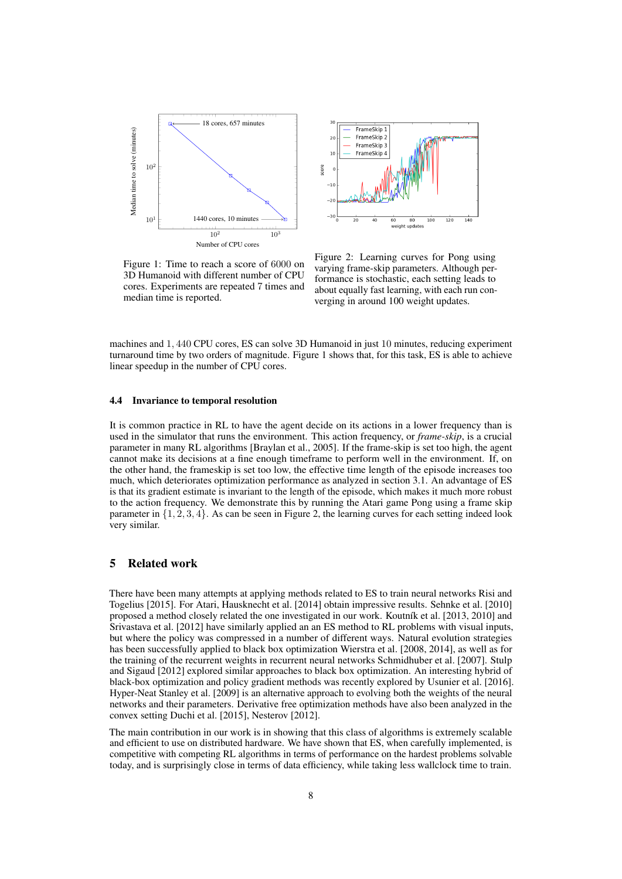Figure 1: Time to reach a score of 6000 on 3D Humanoid with different number of CPU cores. Experiments are repeated 7 times and median time is reported.

Figure 2: Learning curves for Pong using varying frame-skip parameters. Although performance is stochastic, each setting leads to about equally fast learning, with each run converging in around 100 weight updates.

machines and 1,440 CPU cores, ES can solve 3D Humanoid in just 10 minutes, reducing experiment turnaround time by two orders of magnitude. Figure 1 shows that, for this task, ES is able to achieve linear speedup in the number of CPU cores.

### 4.4 Invariance to temporal resolution

It is common practice in RL to have the agent decide on its actions in a lower frequency than is used in the simulator that runs the environment. This action frequency, or *frame-skip*, is a crucial parameter in many RL algorithms [Braylan et al., 2005]. If the frame-skip is set too high, the agent cannot make its decisions at a fine enough timeframe to perform well in the environment. If, on the other hand, the frameskip is set too low, the effective time length of the episode increases too much, which deteriorates optimization performance as analyzed in section 3.1. An advantage of ES is that its gradient estimate is invariant to the length of the episode, which makes it much more robust to the action frequency. We demonstrate this by running the Atari game Pong using a frame skip parameter in $\{1, 2, 3, 4\}$. As can be seen in Figure 2, the learning curves for each setting indeed look very similar.

## 5 Related work

There have been many attempts at applying methods related to ES to train neural networks Risi and Togelius [2015]. For Atari, Hausknecht et al. [2014] obtain impressive results. Sehnke et al. [2010] proposed a method closely related the one investigated in our work. Koutník et al. [2013, 2010] and Srivastava et al. [2012] have similarly applied an an ES method to RL problems with visual inputs, but where the policy was compressed in a number of different ways. Natural evolution strategies has been successfully applied to black box optimization Wierstra et al. [2008, 2014], as well as for the training of the recurrent weights in recurrent neural networks Schmidhuber et al. [2007]. Stulp and Sigaud [2012] explored similar approaches to black box optimization. An interesting hybrid of black-box optimization and policy gradient methods was recently explored by Usunier et al. [2016]. Hyper-Neat Stanley et al. [2009] is an alternative approach to evolving both the weights of the neural networks and their parameters. Derivative free optimization methods have also been analyzed in the convex setting Duchi et al. [2015], Nesterov [2012].

The main contribution in our work is in showing that this class of algorithms is extremely scalable and efficient to use on distributed hardware. We have shown that ES, when carefully implemented, is competitive with competing RL algorithms in terms of performance on the hardest problems solvable today, and is surprisingly close in terms of data efficiency, while taking less wallclock time to train.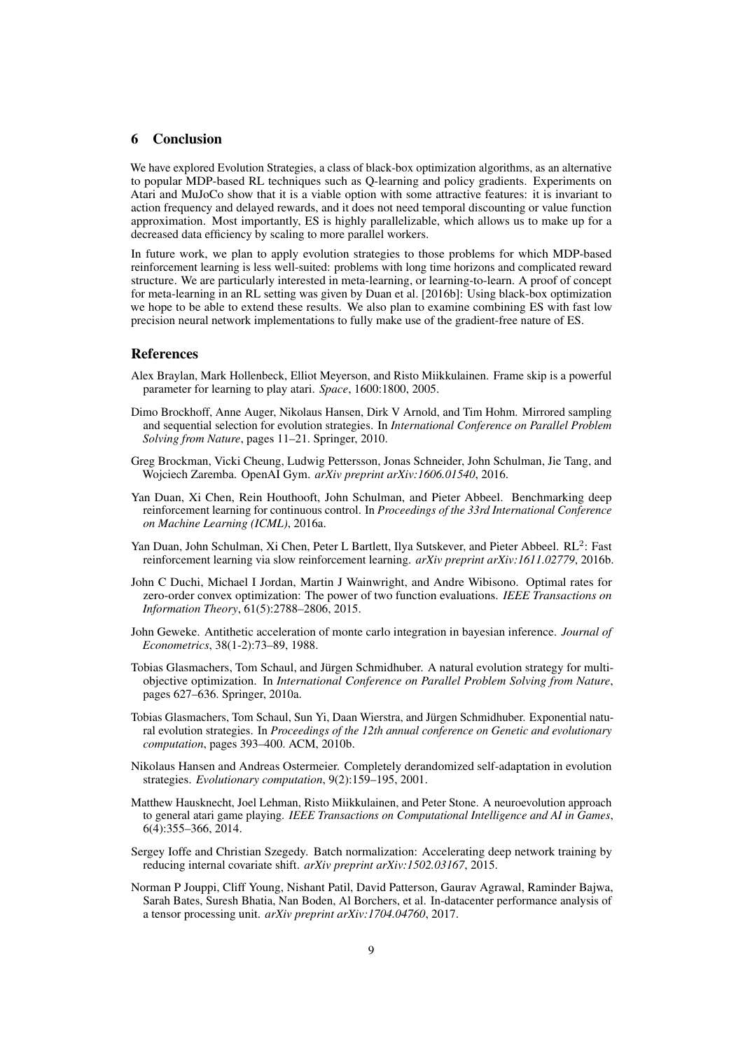## 6 Conclusion

We have explored Evolution Strategies, a class of black-box optimization algorithms, as an alternative to popular MDP-based RL techniques such as Q-learning and policy gradients. Experiments on Atari and MuJoCo show that it is a viable option with some attractive features: it is invariant to action frequency and delayed rewards, and it does not need temporal discounting or value function approximation. Most importantly, ES is highly parallelizable, which allows us to make up for a decreased data efficiency by scaling to more parallel workers.

In future work, we plan to apply evolution strategies to those problems for which MDP-based reinforcement learning is less well-suited: problems with long time horizons and complicated reward structure. We are particularly interested in meta-learning, or learning-to-learn. A proof of concept for meta-learning in an RL setting was given by Duan et al. [2016b]: Using black-box optimization we hope to be able to extend these results. We also plan to examine combining ES with fast low precision neural network implementations to fully make use of the gradient-free nature of ES.

## References

Alex Braylan, Mark Hollenbeck, Elliot Meyerson, and Risto Miikkulainen. Frame skip is a powerful parameter for learning to play atari. *Space*, 1600:1800, 2005.

Dimo Brockhoff, Anne Auger, Nikolaus Hansen, Dirk V Arnold, and Tim Hohm. Mirrored sampling and sequential selection for evolution strategies. In *International Conference on Parallel Problem Solving from Nature*, pages 11–21. Springer, 2010.

Greg Brockman, Vicki Cheung, Ludwig Pettersson, Jonas Schneider, John Schulman, Jie Tang, and Wojciech Zaremba. OpenAI Gym. *arXiv preprint arXiv:1606.01540*, 2016.

Yan Duan, Xi Chen, Rein Houthooft, John Schulman, and Pieter Abbeel. Benchmarking deep reinforcement learning for continuous control. In *Proceedings of the 33rd International Conference on Machine Learning (ICML)*, 2016a.

Yan Duan, John Schulman, Xi Chen, Peter L Bartlett, Ilya Sutskever, and Pieter Abbeel. $RL^2$: Fast reinforcement learning via slow reinforcement learning. *arXiv preprint arXiv:1611.02779*, 2016b.

John C Duchi, Michael I Jordan, Martin J Wainwright, and Andre Wibisono. Optimal rates for zero-order convex optimization: The power of two function evaluations. *IEEE Transactions on Information Theory*, 61(5):2788–2806, 2015.

John Geweke. Antithetic acceleration of monte carlo integration in bayesian inference. *Journal of Econometrics*, 38(1-2):73–89, 1988.

Tobias Glasmachers, Tom Schaul, and Jürgen Schmidhuber. A natural evolution strategy for multi-objective optimization. In *International Conference on Parallel Problem Solving from Nature*, pages 627–636. Springer, 2010a.

Tobias Glasmachers, Tom Schaul, Sun Yi, Daan Wierstra, and Jürgen Schmidhuber. Exponential natural evolution strategies. In *Proceedings of the 12th annual conference on Genetic and evolutionary computation*, pages 393–400. ACM, 2010b.

Nikolaus Hansen and Andreas Ostermeier. Completely derandomized self-adaptation in evolution strategies. *Evolutionary computation*, 9(2):159–195, 2001.

Matthew Hausknecht, Joel Lehman, Risto Miikkulainen, and Peter Stone. A neuroevolution approach to general atari game playing. *IEEE Transactions on Computational Intelligence and AI in Games*, 6(4):355–366, 2014.

Sergey Ioffe and Christian Szegedy. Batch normalization: Accelerating deep network training by reducing internal covariate shift. *arXiv preprint arXiv:1502.03167*, 2015.

Norman P Jouppi, Cliff Young, Nishant Patil, David Patterson, Gaurav Agrawal, Raminder Bajwa, Sarah Bates, Suresh Bhatia, Nan Boden, Al Borchers, et al. In-datacenter performance analysis of a tensor processing unit. *arXiv preprint arXiv:1704.04760*, 2017.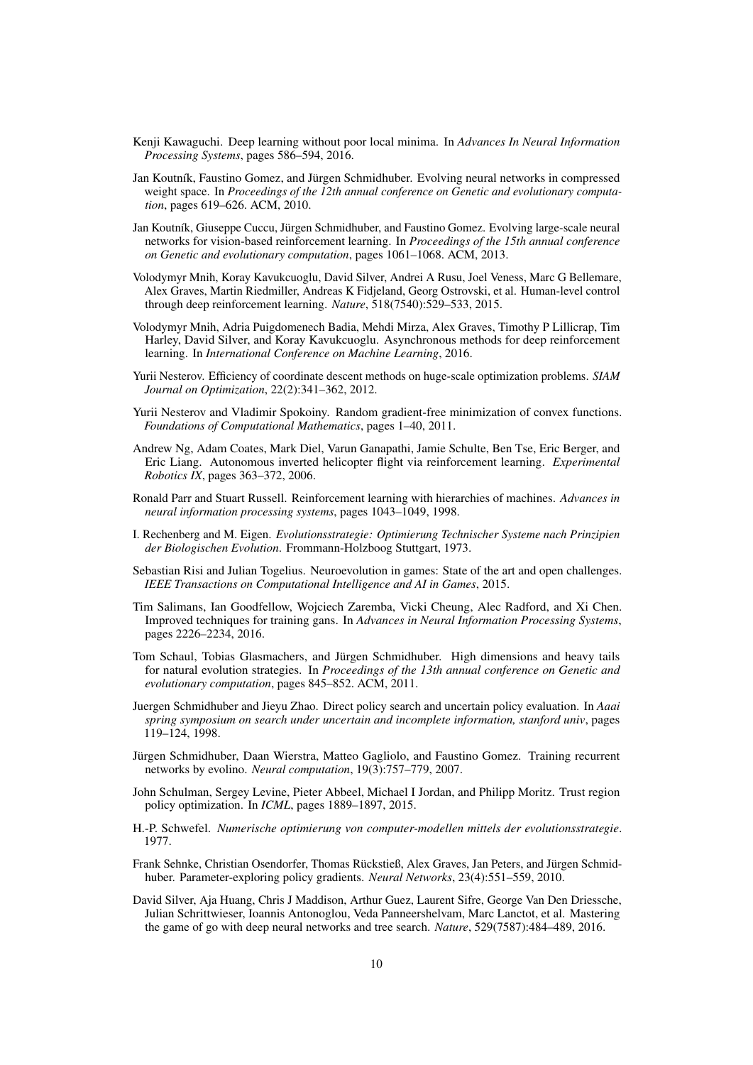Kenji Kawaguchi. Deep learning without poor local minima. In *Advances In Neural Information Processing Systems*, pages 586–594, 2016.

Jan Koutník, Faustino Gomez, and Jürgen Schmidhuber. Evolving neural networks in compressed weight space. In *Proceedings of the 12th annual conference on Genetic and evolutionary computation*, pages 619–626. ACM, 2010.

Jan Koutník, Giuseppe Cuccu, Jürgen Schmidhuber, and Faustino Gomez. Evolving large-scale neural networks for vision-based reinforcement learning. In *Proceedings of the 15th annual conference on Genetic and evolutionary computation*, pages 1061–1068. ACM, 2013.

Volodymyr Mnih, Koray Kavukcuoglu, David Silver, Andrei A Rusu, Joel Veness, Marc G Bellemare, Alex Graves, Martin Riedmiller, Andreas K Fidjeland, Georg Ostrovski, et al. Human-level control through deep reinforcement learning. *Nature*, 518(7540):529–533, 2015.

Volodymyr Mnih, Adria Puigdomenech Badia, Mehdi Mirza, Alex Graves, Timothy P Lillicrap, Tim Harley, David Silver, and Koray Kavukcuoglu. Asynchronous methods for deep reinforcement learning. In *International Conference on Machine Learning*, 2016.

Yurii Nesterov. Efficiency of coordinate descent methods on huge-scale optimization problems. *SIAM Journal on Optimization*, 22(2):341–362, 2012.

Yurii Nesterov and Vladimir Spokoiny. Random gradient-free minimization of convex functions. *Foundations of Computational Mathematics*, pages 1–40, 2011.

Andrew Ng, Adam Coates, Mark Diel, Varun Ganapathi, Jamie Schulte, Ben Tse, Eric Berger, and Eric Liang. Autonomous inverted helicopter flight via reinforcement learning. *Experimental Robotics IX*, pages 363–372, 2006.

Ronald Parr and Stuart Russell. Reinforcement learning with hierarchies of machines. *Advances in neural information processing systems*, pages 1043–1049, 1998.

I. Rechenberg and M. Eigen. *Evolutionsstrategie: Optimierung Technischer Systeme nach Prinzipien der Biologischen Evolution*. Frommann-Holzboog Stuttgart, 1973.

Sebastian Risi and Julian Togelius. Neuroevolution in games: State of the art and open challenges. *IEEE Transactions on Computational Intelligence and AI in Games*, 2015.

Tim Salimans, Ian Goodfellow, Wojciech Zaremba, Vicki Cheung, Alec Radford, and Xi Chen. Improved techniques for training gans. In *Advances in Neural Information Processing Systems*, pages 2226–2234, 2016.

Tom Schaul, Tobias Glasmachers, and Jürgen Schmidhuber. High dimensions and heavy tails for natural evolution strategies. In *Proceedings of the 13th annual conference on Genetic and evolutionary computation*, pages 845–852. ACM, 2011.

Juergen Schmidhuber and Jieyu Zhao. Direct policy search and uncertain policy evaluation. In *Aaai spring symposium on search under uncertain and incomplete information, stanford univ*, pages 119–124, 1998.

Jürgen Schmidhuber, Daan Wierstra, Matteo Gagliolo, and Faustino Gomez. Training recurrent networks by evolino. *Neural computation*, 19(3):757–779, 2007.

John Schulman, Sergey Levine, Pieter Abbeel, Michael I Jordan, and Philipp Moritz. Trust region policy optimization. In *ICML*, pages 1889–1897, 2015.

H.-P. Schwefel. *Numerische optimierung von computer-modellen mittels der evolutionsstrategie*. 1977.

Frank Sehnke, Christian Osendorfer, Thomas Rückstieß, Alex Graves, Jan Peters, and Jürgen Schmidhuber. Parameter-exploring policy gradients. *Neural Networks*, 23(4):551–559, 2010.

David Silver, Aja Huang, Chris J Maddison, Arthur Guez, Laurent Sifre, George Van Den Driessche, Julian Schrittwieser, Ioannis Antonoglou, Veda Panneershelvam, Marc Lanctot, et al. Mastering the game of go with deep neural networks and tree search. *Nature*, 529(7587):484–489, 2016.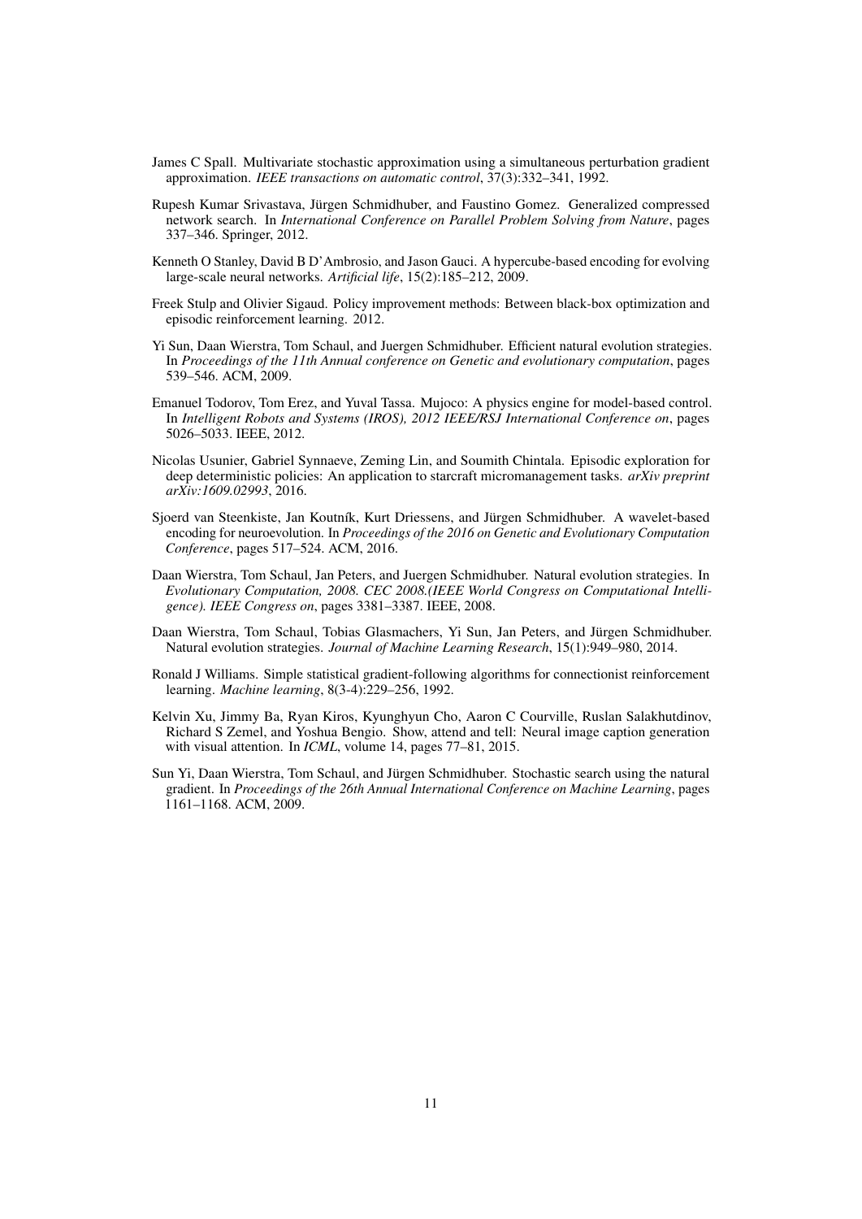James C Spall. Multivariate stochastic approximation using a simultaneous perturbation gradient approximation. *IEEE transactions on automatic control*, 37(3):332–341, 1992.

Rupesh Kumar Srivastava, Jürgen Schmidhuber, and Faustino Gomez. Generalized compressed network search. In *International Conference on Parallel Problem Solving from Nature*, pages 337–346. Springer, 2012.

Kenneth O Stanley, David B D'Ambrosio, and Jason Gauci. A hypercube-based encoding for evolving large-scale neural networks. *Artificial life*, 15(2):185–212, 2009.

Freek Stulp and Olivier Sigaud. Policy improvement methods: Between black-box optimization and episodic reinforcement learning. 2012.

Yi Sun, Daan Wierstra, Tom Schaul, and Juergen Schmidhuber. Efficient natural evolution strategies. In *Proceedings of the 11th Annual conference on Genetic and evolutionary computation*, pages 539–546. ACM, 2009.

Emanuel Todorov, Tom Erez, and Yuval Tassa. Mujoco: A physics engine for model-based control. In *Intelligent Robots and Systems (IROS), 2012 IEEE/RSJ International Conference on*, pages 5026–5033. IEEE, 2012.

Nicolas Usunier, Gabriel Synnaeve, Zeming Lin, and Soumith Chintala. Episodic exploration for deep deterministic policies: An application to starcraft micromanagement tasks. *arXiv preprint arXiv:1609.02993*, 2016.

Sjoerd van Steenkiste, Jan Koutník, Kurt Driessens, and Jürgen Schmidhuber. A wavelet-based encoding for neuroevolution. In *Proceedings of the 2016 on Genetic and Evolutionary Computation Conference*, pages 517–524. ACM, 2016.

Daan Wierstra, Tom Schaul, Jan Peters, and Juergen Schmidhuber. Natural evolution strategies. In *Evolutionary Computation, 2008. CEC 2008.(IEEE World Congress on Computational Intelligence). IEEE Congress on*, pages 3381–3387. IEEE, 2008.

Daan Wierstra, Tom Schaul, Tobias Glasmachers, Yi Sun, Jan Peters, and Jürgen Schmidhuber. Natural evolution strategies. *Journal of Machine Learning Research*, 15(1):949–980, 2014.

Ronald J Williams. Simple statistical gradient-following algorithms for connectionist reinforcement learning. *Machine learning*, 8(3-4):229–256, 1992.

Kelvin Xu, Jimmy Ba, Ryan Kiros, Kyunghyun Cho, Aaron C Courville, Ruslan Salakhutdinov, Richard S Zemel, and Yoshua Bengio. Show, attend and tell: Neural image caption generation with visual attention. In *ICML*, volume 14, pages 77–81, 2015.

Sun Yi, Daan Wierstra, Tom Schaul, and Jürgen Schmidhuber. Stochastic search using the natural gradient. In *Proceedings of the 26th Annual International Conference on Machine Learning*, pages 1161–1168. ACM, 2009.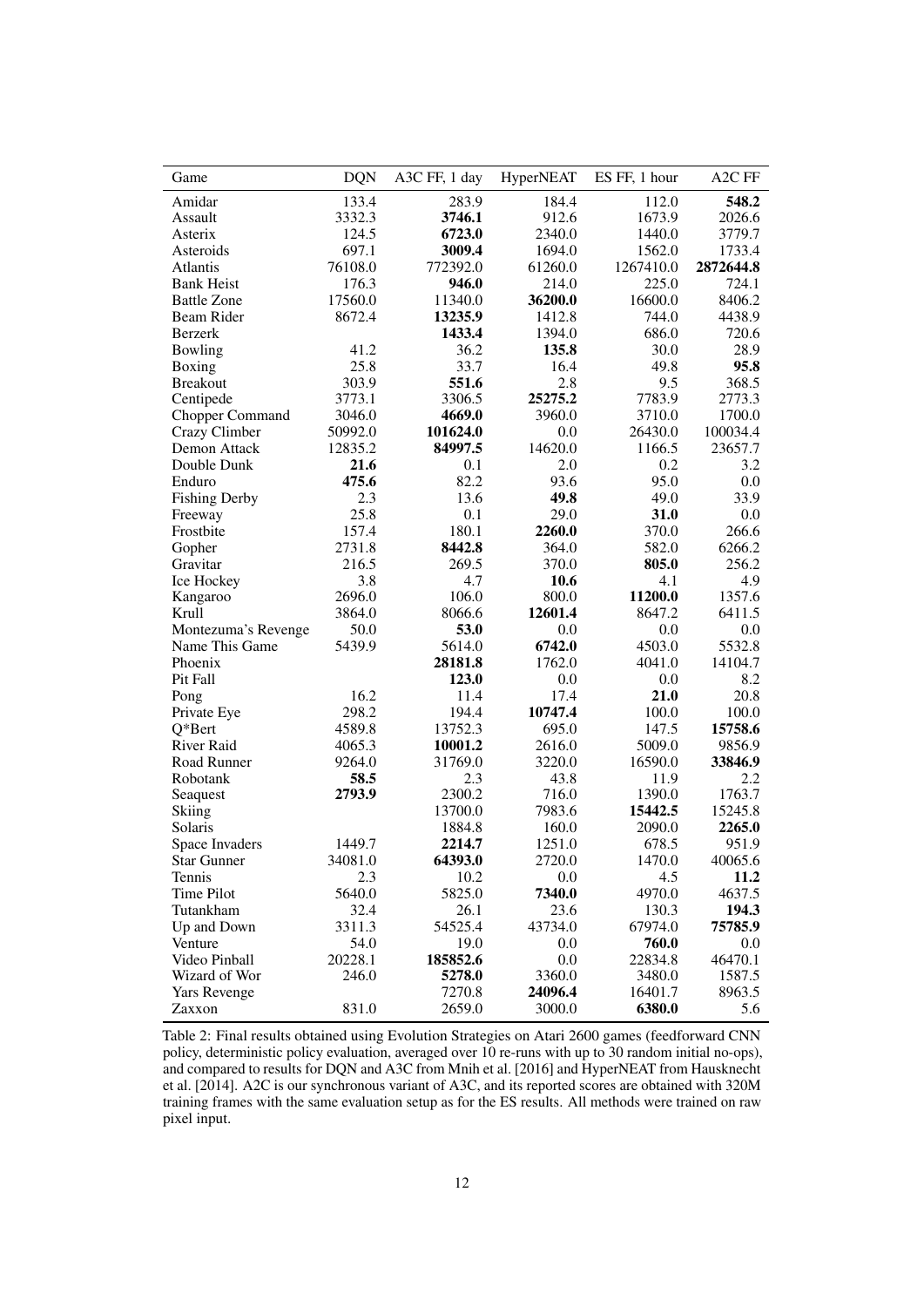| Game | DQN | A3C FF, 1 day | HyperNEAT | ES FF, 1 hour | A2C FF |
|---|---|---|---|---|---|
| Amidar | 133.4 | 283.9 | 184.4 | 112.0 | **548.2** |
| Assault | 3332.3 | **3746.1** | 912.6 | 1673.9 | 2026.6 |
| Asterix | 124.5 | **6723.0** | 2340.0 | 1440.0 | 3779.7 |
| Asteroids | 697.1 | **3009.4** | 1694.0 | 1562.0 | 1733.4 |
| Atlantis | 76108.0 | 772392.0 | 61260.0 | 1267410.0 | **2872644.8** |
| Bank Heist | 176.3 | **946.0** | 214.0 | 225.0 | 724.1 |
| Battle Zone | 17560.0 | 11340.0 | **36200.0** | 16600.0 | 8406.2 |
| Beam Rider | 8672.4 | **13235.9** | 1412.8 | 744.0 | 4438.9 |
| Berzerk | | **1433.4** | 1394.0 | 686.0 | 720.6 |
| Bowling | 41.2 | 36.2 | **135.8** | 30.0 | 28.9 |
| Boxing | 25.8 | 33.7 | 16.4 | 49.8 | **95.8** |
| Breakout | 303.9 | **551.6** | 2.8 | 9.5 | 368.5 |
| Centipede | 3773.1 | 3306.5 | **25275.2** | 7783.9 | 2773.3 |
| Chopper Command | 3046.0 | **4669.0** | 3960.0 | 3710.0 | 1700.0 |
| Crazy Climber | 50992.0 | **101624.0** | 0.0 | 26430.0 | 100034.4 |
| Demon Attack | 12835.2 | **84997.5** | 14620.0 | 1166.5 | 23657.7 |
| Double Dunk | **21.6** | 0.1 | 2.0 | 0.2 | 3.2 |
| Enduro | **475.6** | 82.2 | 93.6 | 95.0 | 0.0 |
| Fishing Derby | 2.3 | 13.6 | **49.8** | 49.0 | 33.9 |
| Freeway | 25.8 | 0.1 | 29.0 | **31.0** | 0.0 |
| Frostbite | 157.4 | 180.1 | **2260.0** | 370.0 | 266.6 |
| Gopher | 2731.8 | **8442.8** | 364.0 | 582.0 | 6266.2 |
| Gravitar | 216.5 | 269.5 | 370.0 | **805.0** | 256.2 |
| Ice Hockey | 3.8 | 4.7 | **10.6** | 4.1 | 4.9 |
| Kangaroo | 2696.0 | 106.0 | 800.0 | **11200.0** | 1357.6 |
| Krull | 3864.0 | 8066.6 | **12601.4** | 8647.2 | 6411.5 |
| Montezuma's Revenge | 50.0 | **53.0** | 0.0 | 0.0 | 0.0 |
| Name This Game | 5439.9 | 5614.0 | **6742.0** | 4503.0 | 5532.8 |
| Phoenix | | **28181.8** | 1762.0 | 4041.0 | 14104.7 |
| Pit Fall | | **123.0** | 0.0 | 0.0 | 8.2 |
| Pong | 16.2 | 11.4 | 17.4 | **21.0** | 20.8 |
| Private Eye | 298.2 | 194.4 | **10747.4** | 100.0 | 100.0 |
| Q*Bert | 4589.8 | 13752.3 | 695.0 | 147.5 | **15758.6** |
| River Raid | 4065.3 | **10001.2** | 2616.0 | 5009.0 | 9856.9 |
| Road Runner | 9264.0 | 31769.0 | 3220.0 | 16590.0 | **33846.9** |
| Robotank | **58.5** | 2.3 | 43.8 | 11.9 | 2.2 |
| Seaquest | **2793.9** | 2300.2 | 716.0 | 1390.0 | 1763.7 |
| Skiing | | 13700.0 | 7983.6 | **15442.5** | 15245.8 |
| Solaris | | 1884.8 | 160.0 | 2090.0 | **2265.0** |
| Space Invaders | 1449.7 | **2214.7** | 1251.0 | 678.5 | 951.9 |
| Star Gunner | 34081.0 | **64393.0** | 2720.0 | 1470.0 | 40065.6 |
| Tennis | 2.3 | 10.2 | 0.0 | 4.5 | **11.2** |
| Time Pilot | 5640.0 | 5825.0 | **7340.0** | 4970.0 | 4637.5 |
| Tutankham | 32.4 | 26.1 | 23.6 | 130.3 | **194.3** |
| Up and Down | 3311.3 | 54525.4 | 43734.0 | 67974.0 | **75785.9** |
| Venture | 54.0 | 19.0 | 0.0 | **760.0** | 0.0 |
| Video Pinball | 20228.1 | **185852.6** | 0.0 | 22834.8 | 46470.1 |
| Wizard of Wor | 246.0 | **5278.0** | 3360.0 | 3480.0 | 1587.5 |
| Yars Revenge | | 7270.8 | **24096.4** | 16401.7 | 8963.5 |
| Zaxxon | 831.0 | 2659.0 | 3000.0 | **6380.0** | 5.6 |

Table 2: Final results obtained using Evolution Strategies on Atari 2600 games (feedforward CNN policy, deterministic policy evaluation, averaged over 10 re-runs with up to 30 random initial no-ops), and compared to results for DQN and A3C from Mnih et al. [2016] and HyperNEAT from Hausknecht et al. [2014]. A2C is our synchronous variant of A3C, and its reported scores are obtained with 320M training frames with the same evaluation setup as for the ES results. All methods were trained on raw pixel input.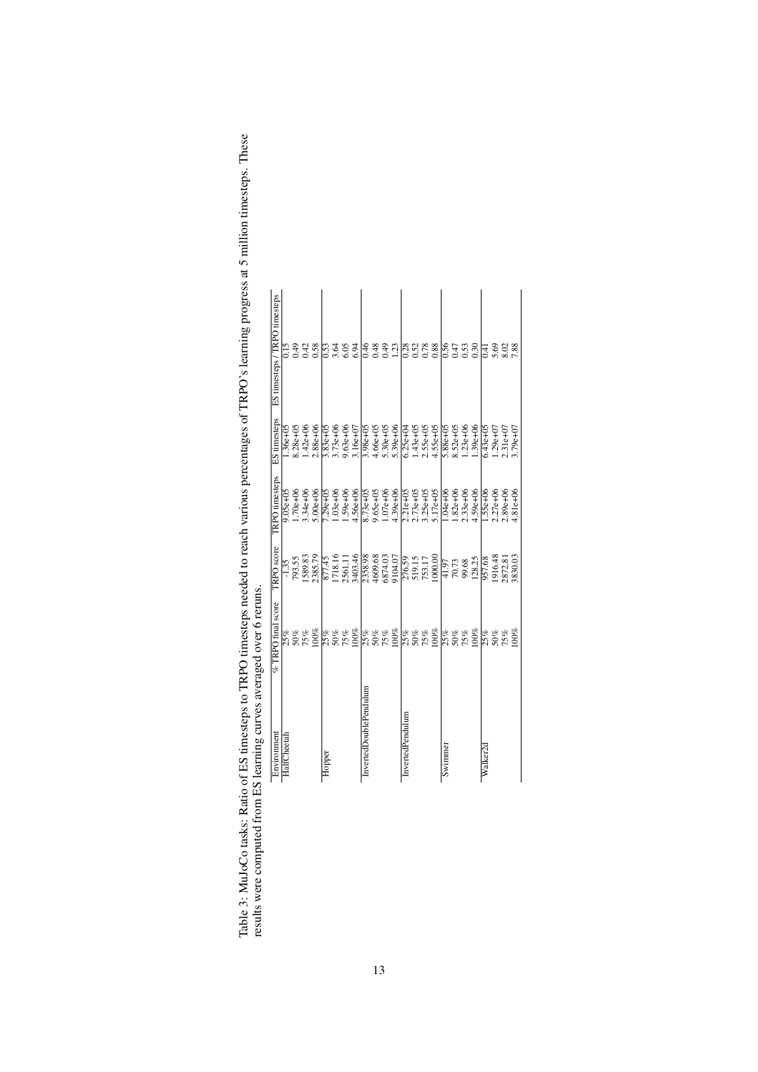Table 3: MuJoCo tasks: Ratio of ES timesteps to TRPO timesteps needed to reach various percentages of TRPO's learning progress at 5 million timesteps. These results were computed from ES learning curves averaged over 6 reruns.

| Environment | % TRPO final score | TRPO score | TRPO timesteps | ES timesteps | ES timesteps / TRPO timesteps |
|---|---|---|---|---|---|
| HalfCheetah | 25% | -1.35 | 9.05e+05 | 1.36e+05 | 0.15 |
| | 50% | 793.55 | 1.70e+06 | 8.28e+05 | 0.49 |
| | 75% | 1589.83 | 3.34e+06 | 1.42e+06 | 0.42 |
| | 100% | 2385.79 | 5.00e+06 | 2.88e+06 | 0.58 |
| Hopper | 25% | 877.45 | 7.29e+05 | 3.83e+05 | 0.53 |
| | 50% | 1718.16 | 1.03e+06 | 3.73e+06 | 3.64 |
| | 75% | 2561.11 | 1.59e+06 | 9.63e+06 | 6.05 |
| | 100% | 3403.46 | 4.56e+06 | 3.16e+07 | 6.94 |
| InvertedDoublePendulum | 25% | 2358.98 | 8.73e+05 | 3.98e+05 | 0.46 |
| | 50% | 4609.68 | 9.65e+05 | 4.66e+05 | 0.48 |
| | 75% | 6874.03 | 1.07e+06 | 5.30e+05 | 0.49 |
| | 100% | 9104.07 | 4.39e+06 | 5.39e+06 | 1.23 |
| InvertedPendulum | 25% | 276.59 | 2.21e+05 | 6.25e+04 | 0.28 |
| | 50% | 519.15 | 2.73e+05 | 1.43e+05 | 0.52 |
| | 75% | 753.17 | 3.25e+05 | 2.55e+05 | 0.78 |
| | 100% | 1000.00 | 5.17e+05 | 4.55e+05 | 0.88 |
| Swimmer | 25% | 41.97 | 1.04e+06 | 5.88e+05 | 0.56 |
| | 50% | 70.73 | 1.82e+06 | 8.52e+05 | 0.47 |
| | 75% | 99.68 | 2.33e+06 | 1.23e+06 | 0.53 |
| | 100% | 128.25 | 4.59e+06 | 1.39e+06 | 0.30 |
| Walker2d | 25% | 957.68 | 1.55e+06 | 6.43e+05 | 0.41 |
| | 50% | 1916.48 | 2.27e+06 | 1.29e+07 | 5.69 |
| | 75% | 2872.81 | 2.89e+06 | 2.31e+07 | 8.02 |
| | 100% | 3830.03 | 4.81e+06 | 3.79e+07 | 7.88 |